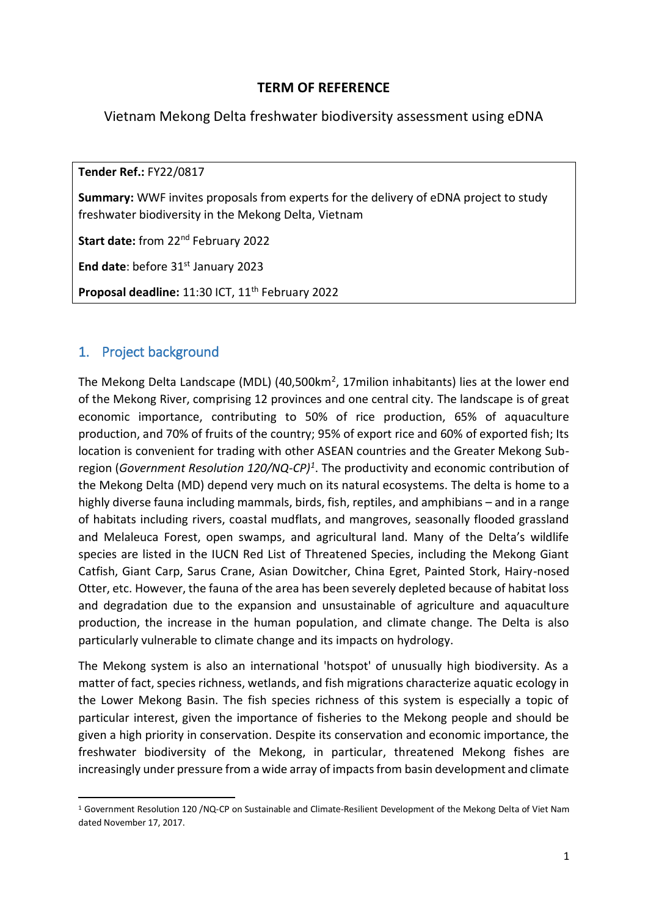# TERM OF REFERENCE

Vietnam Mekong Delta freshwater biodiversity assessment using eDNA

**Tender Ref.:** FY22/0817

**Summary:** WWF invites proposals from experts for the delivery of eDNA project to study freshwater biodiversity in the Mekong Delta, Vietnam

**Start date:** from 22nd February 2022

**End date**: before 31st January 2023

**Proposal deadline:** 11:30 ICT, 11th February 2022

## 1. Project background

The Mekong Delta Landscape (MDL) (40,500km$^2$, 17milion inhabitants) lies at the lower end of the Mekong River, comprising 12 provinces and one central city. The landscape is of great economic importance, contributing to 50% of rice production, 65% of aquaculture production, and 70% of fruits of the country; 95% of export rice and 60% of exported fish; Its location is convenient for trading with other ASEAN countries and the Greater Mekong Sub-region (*Government Resolution 120/NQ-CP)*[1]. The productivity and economic contribution of the Mekong Delta (MD) depend very much on its natural ecosystems. The delta is home to a highly diverse fauna including mammals, birds, fish, reptiles, and amphibians – and in a range of habitats including rivers, coastal mudflats, and mangroves, seasonally flooded grassland and Melaleuca Forest, open swamps, and agricultural land. Many of the Delta's wildlife species are listed in the IUCN Red List of Threatened Species, including the Mekong Giant Catfish, Giant Carp, Sarus Crane, Asian Dowitcher, China Egret, Painted Stork, Hairy-nosed Otter, etc. However, the fauna of the area has been severely depleted because of habitat loss and degradation due to the expansion and unsustainable of agriculture and aquaculture production, the increase in the human population, and climate change. The Delta is also particularly vulnerable to climate change and its impacts on hydrology.

The Mekong system is also an international 'hotspot' of unusually high biodiversity. As a matter of fact, species richness, wetlands, and fish migrations characterize aquatic ecology in the Lower Mekong Basin. The fish species richness of this system is especially a topic of particular interest, given the importance of fisheries to the Mekong people and should be given a high priority in conservation. Despite its conservation and economic importance, the freshwater biodiversity of the Mekong, in particular, threatened Mekong fishes are increasingly under pressure from a wide array of impacts from basin development and climate

[1] Government Resolution 120 /NQ-CP on Sustainable and Climate-Resilient Development of the Mekong Delta of Viet Nam dated November 17, 2017.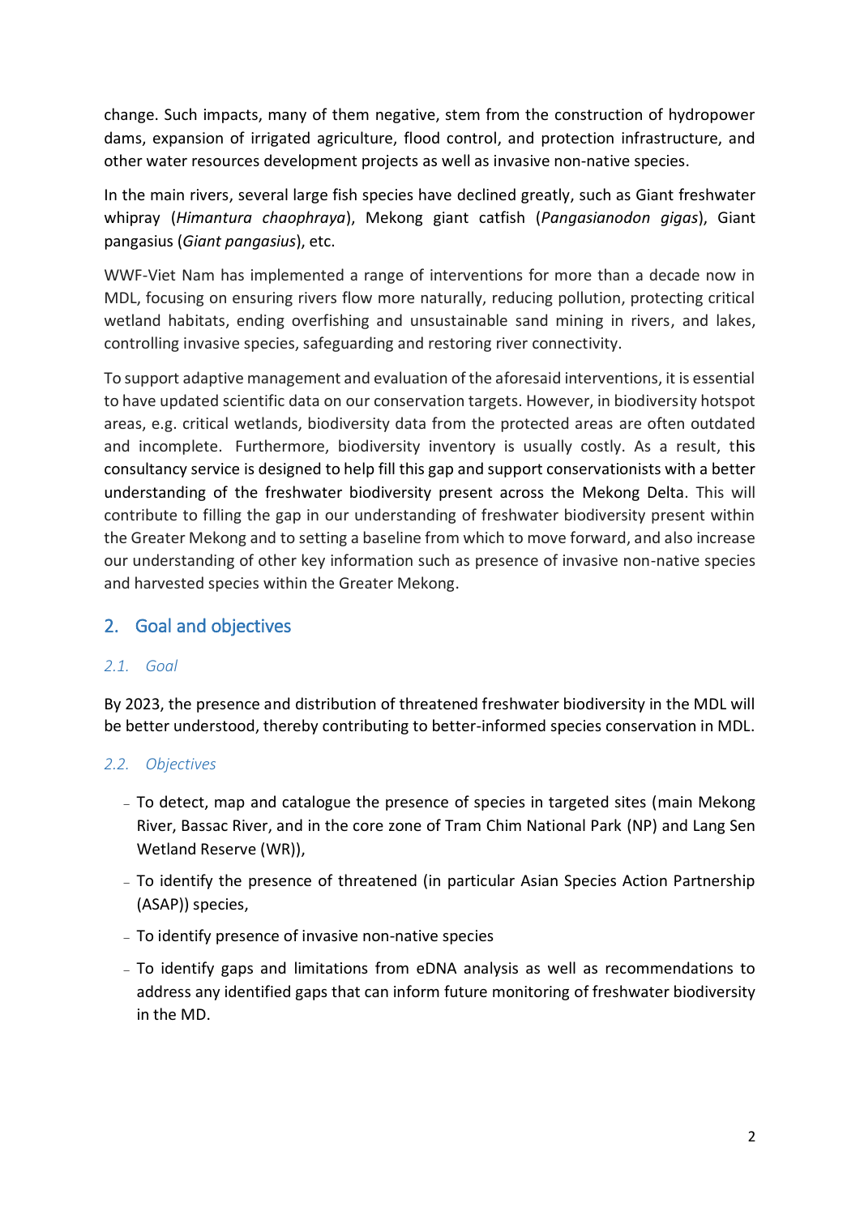change. Such impacts, many of them negative, stem from the construction of hydropower dams, expansion of irrigated agriculture, flood control, and protection infrastructure, and other water resources development projects as well as invasive non-native species.

In the main rivers, several large fish species have declined greatly, such as Giant freshwater whipray (*Himantura chaophraya*), Mekong giant catfish (*Pangasianodon gigas*), Giant pangasius (*Giant pangasius*), etc.

WWF-Viet Nam has implemented a range of interventions for more than a decade now in MDL, focusing on ensuring rivers flow more naturally, reducing pollution, protecting critical wetland habitats, ending overfishing and unsustainable sand mining in rivers, and lakes, controlling invasive species, safeguarding and restoring river connectivity.

To support adaptive management and evaluation of the aforesaid interventions, it is essential to have updated scientific data on our conservation targets. However, in biodiversity hotspot areas, e.g. critical wetlands, biodiversity data from the protected areas are often outdated and incomplete. Furthermore, biodiversity inventory is usually costly. As a result, this consultancy service is designed to help fill this gap and support conservationists with a better understanding of the freshwater biodiversity present across the Mekong Delta. This will contribute to filling the gap in our understanding of freshwater biodiversity present within the Greater Mekong and to setting a baseline from which to move forward, and also increase our understanding of other key information such as presence of invasive non-native species and harvested species within the Greater Mekong.

## 2. Goal and objectives

### *2.1. Goal*

By 2023, the presence and distribution of threatened freshwater biodiversity in the MDL will be better understood, thereby contributing to better-informed species conservation in MDL.

### *2.2. Objectives*

- To detect, map and catalogue the presence of species in targeted sites (main Mekong River, Bassac River, and in the core zone of Tram Chim National Park (NP) and Lang Sen Wetland Reserve (WR)),
- To identify the presence of threatened (in particular Asian Species Action Partnership (ASAP)) species,
- To identify presence of invasive non-native species
- To identify gaps and limitations from eDNA analysis as well as recommendations to address any identified gaps that can inform future monitoring of freshwater biodiversity in the MD.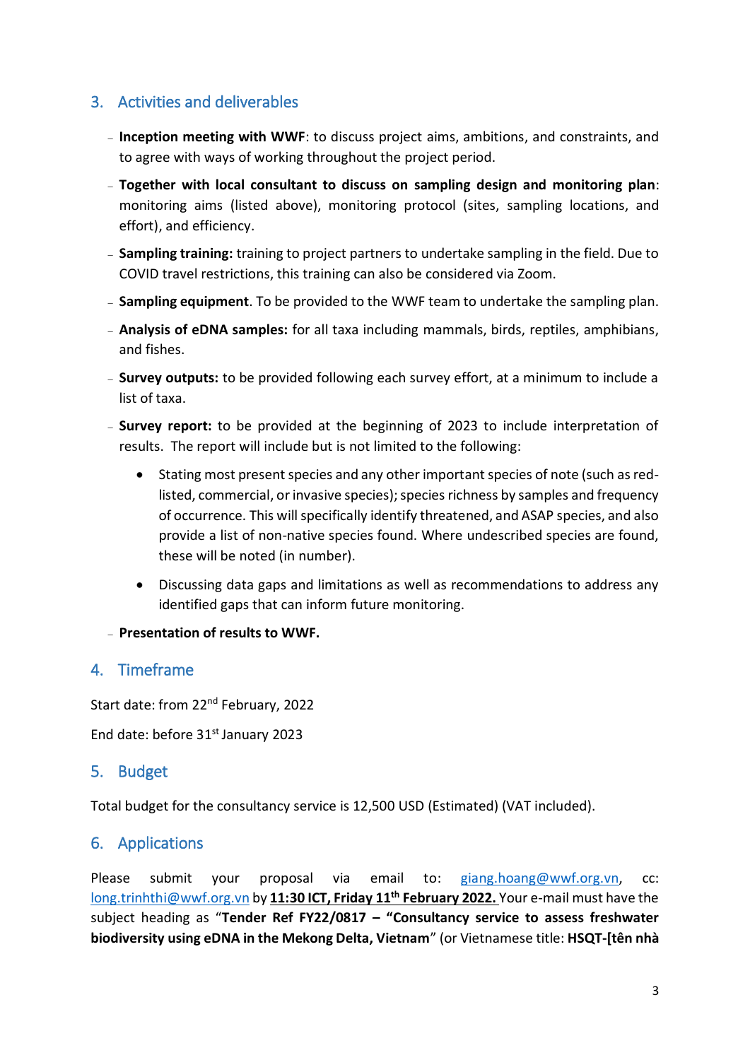## 3. Activities and deliverables

- **Inception meeting with WWF**: to discuss project aims, ambitions, and constraints, and to agree with ways of working throughout the project period.
- **Together with local consultant to discuss on sampling design and monitoring plan**: monitoring aims (listed above), monitoring protocol (sites, sampling locations, and effort), and efficiency.
- **Sampling training:** training to project partners to undertake sampling in the field. Due to COVID travel restrictions, this training can also be considered via Zoom.
- **Sampling equipment**. To be provided to the WWF team to undertake the sampling plan.
- **Analysis of eDNA samples:** for all taxa including mammals, birds, reptiles, amphibians, and fishes.
- **Survey outputs:** to be provided following each survey effort, at a minimum to include a list of taxa.
- **Survey report:** to be provided at the beginning of 2023 to include interpretation of results. The report will include but is not limited to the following:
    - Stating most present species and any other important species of note (such as red-listed, commercial, or invasive species); species richness by samples and frequency of occurrence. This will specifically identify threatened, and ASAP species, and also provide a list of non-native species found. Where undescribed species are found, these will be noted (in number).
    - Discussing data gaps and limitations as well as recommendations to address any identified gaps that can inform future monitoring.
- **Presentation of results to WWF.**

## 4. Timeframe

Start date: from 22nd February, 2022

End date: before 31st January 2023

## 5. Budget

Total budget for the consultancy service is 12,500 USD (Estimated) (VAT included).

## 6. Applications

Please submit your proposal via email to: giang.hoang@wwf.org.vn, cc: long.trinhthi@wwf.org.vn by **11:30 ICT, Friday 11th February 2022.** Your e-mail must have the subject heading as "**Tender Ref FY22/0817 – "Consultancy service to assess freshwater biodiversity using eDNA in the Mekong Delta, Vietnam**" (or Vietnamese title: **HSQT-[tên nhà**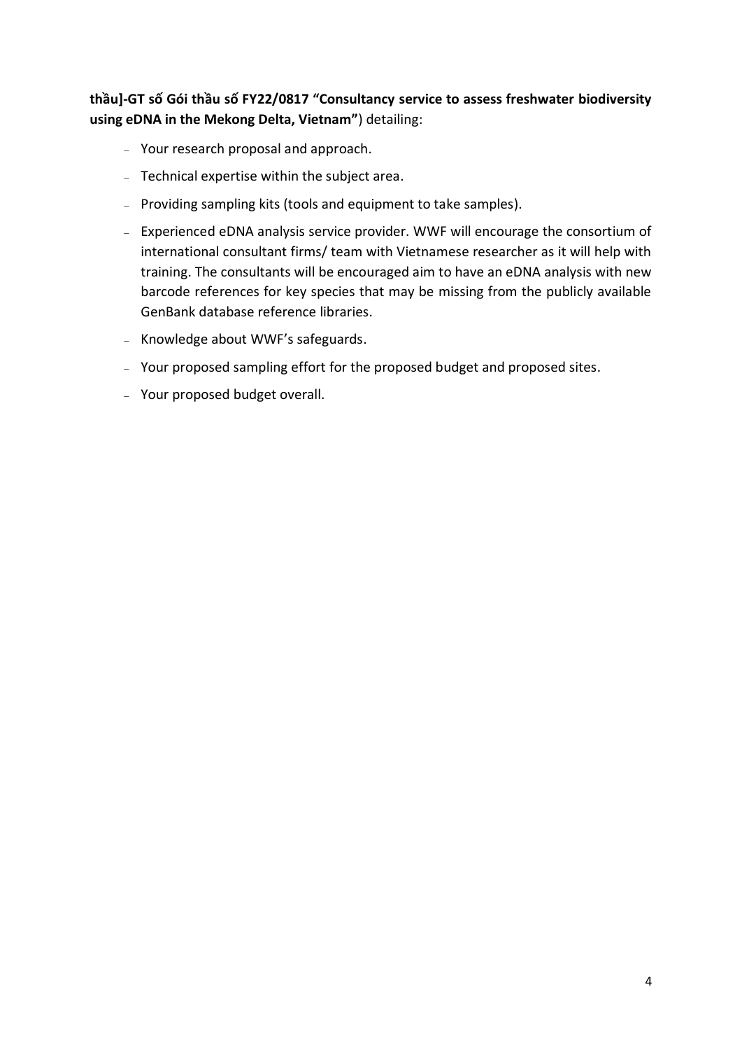**thầu]-GT số Gói thầu số FY22/0817 "Consultancy service to assess freshwater biodiversity using eDNA in the Mekong Delta, Vietnam"**) detailing:

- Your research proposal and approach.
- Technical expertise within the subject area.
- Providing sampling kits (tools and equipment to take samples).
- Experienced eDNA analysis service provider. WWF will encourage the consortium of international consultant firms/ team with Vietnamese researcher as it will help with training. The consultants will be encouraged aim to have an eDNA analysis with new barcode references for key species that may be missing from the publicly available GenBank database reference libraries.
- Knowledge about WWF's safeguards.
- Your proposed sampling effort for the proposed budget and proposed sites.
- Your proposed budget overall.